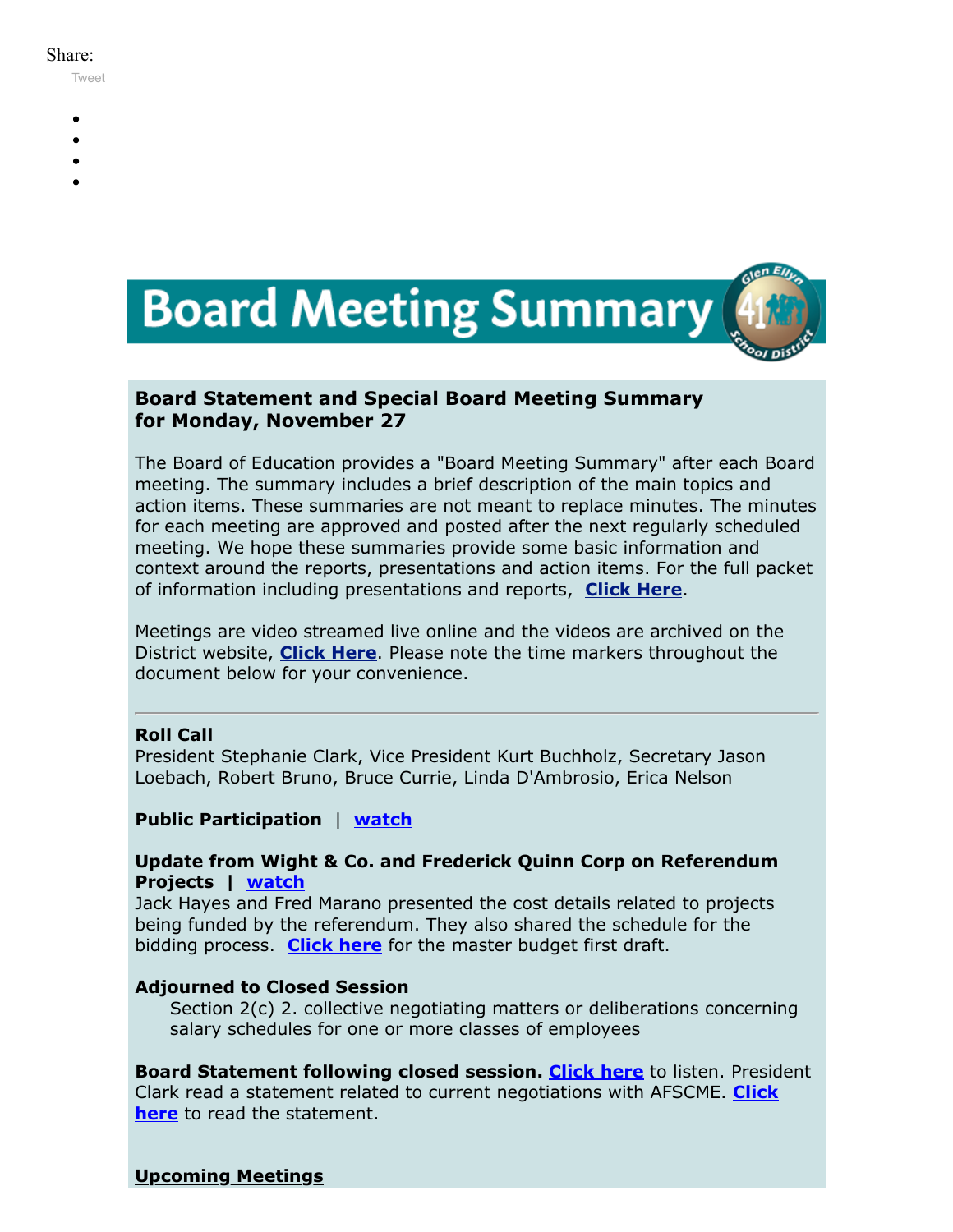Share:

Tweet

# Board Meeting Summary

**Board Statement and Special Board Meeting Summary for Monday, November 27**

The Board of Education provides a "Board Meeting Summary" after each Board meeting. The summary includes a brief description of the main topics and action items. These summaries are not meant to replace minutes. The minutes for each meeting are approved and posted after the next regularly scheduled meeting. We hope these summaries provide some basic information and context around the reports, presentations and action items. For the full packet of information including presentations and reports, **Click Here**.

Meetings are video streamed live online and the videos are archived on the District website, **Click Here**. Please note the time markers throughout the document below for your convenience.

---

**Roll Call**
President Stephanie Clark, Vice President Kurt Buchholz, Secretary Jason Loebach, Robert Bruno, Bruce Currie, Linda D'Ambrosio, Erica Nelson

**Public Participation** | **watch**

**Update from Wight & Co. and Frederick Quinn Corp on Referendum Projects** | **watch**
Jack Hayes and Fred Marano presented the cost details related to projects being funded by the referendum. They also shared the schedule for the bidding process. **Click here** for the master budget first draft.

**Adjourned to Closed Session**
Section 2(c) 2. collective negotiating matters or deliberations concerning salary schedules for one or more classes of employees

**Board Statement following closed session. Click here** to listen. President Clark read a statement related to current negotiations with AFSCME. **Click here** to read the statement.

**Upcoming Meetings**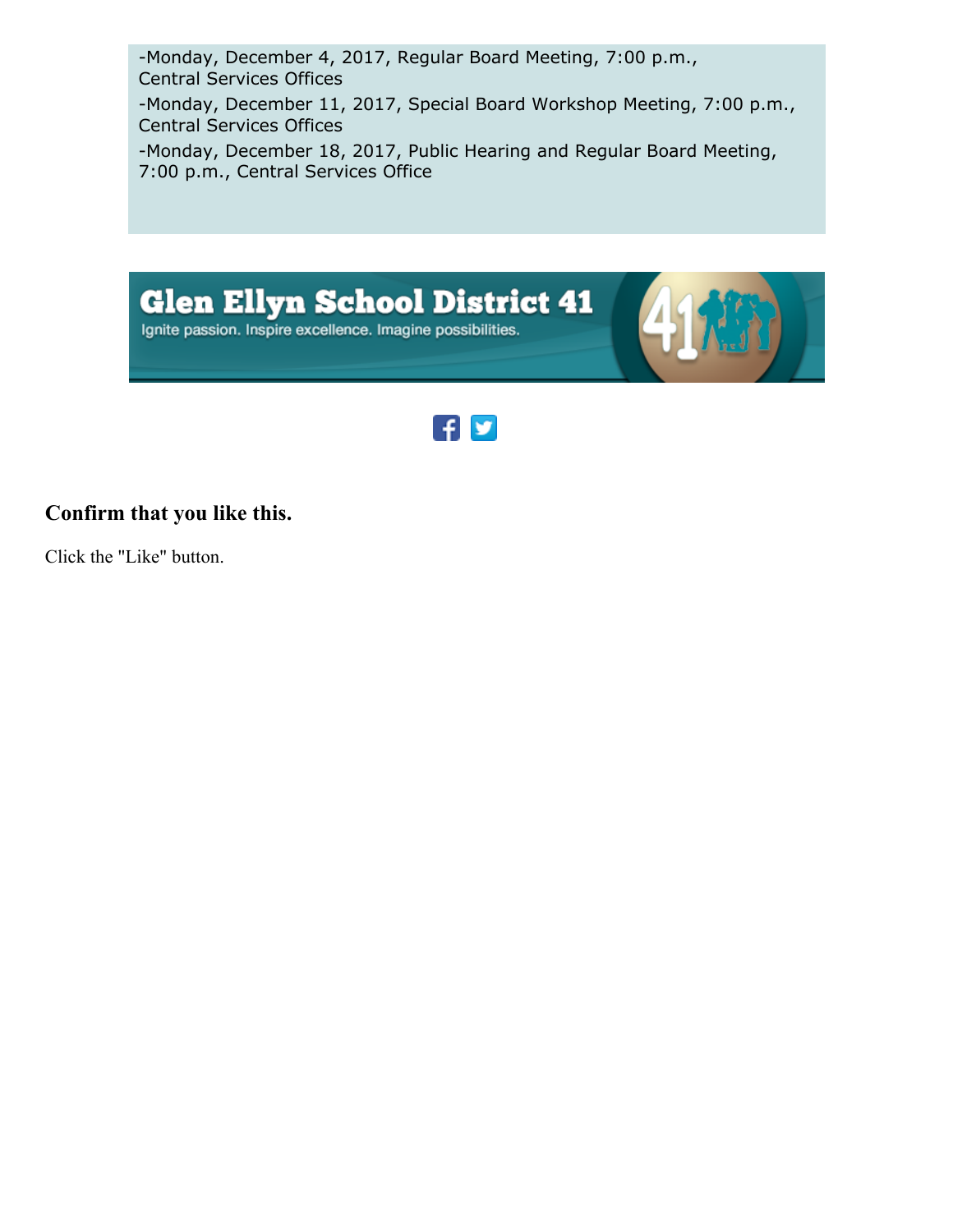-Monday, December 4, 2017, Regular Board Meeting, 7:00 p.m., Central Services Offices

-Monday, December 11, 2017, Special Board Workshop Meeting, 7:00 p.m., Central Services Offices

-Monday, December 18, 2017, Public Hearing and Regular Board Meeting, 7:00 p.m., Central Services Office

Glen Ellyn School District 41

Ignite passion. Inspire excellence. Imagine possibilities.

## Confirm that you like this.

Click the "Like" button.